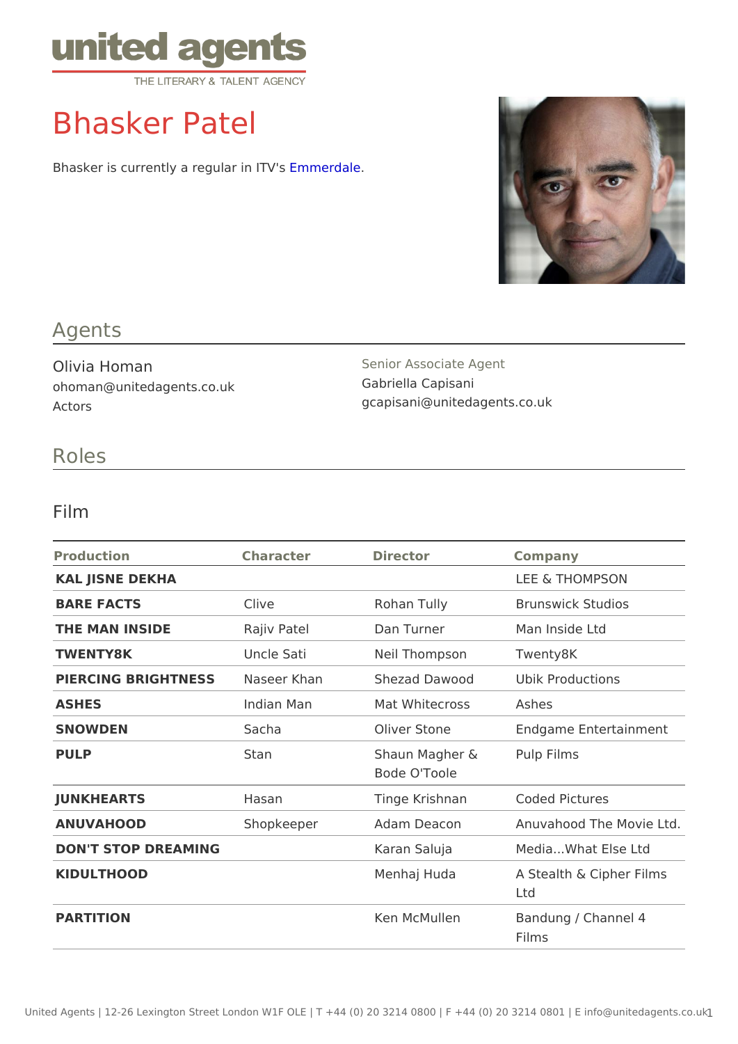united agents
THE LITERARY & TALENT AGENCY

# Bhasker Patel

Bhasker is currently a regular in ITV's Emmerdale.

## Agents

Olivia Homan
ohoman@unitedagents.co.uk
Actors

Senior Associate Agent
Gabriella Capisani
gcapisani@unitedagents.co.uk

## Roles

### Film

| Production | Character | Director | Company |
|---|---|---|---|
| **KAL JISNE DEKHA** | | | LEE & THOMPSON |
| **BARE FACTS** | Clive | Rohan Tully | Brunswick Studios |
| **THE MAN INSIDE** | Rajiv Patel | Dan Turner | Man Inside Ltd |
| **TWENTY8K** | Uncle Sati | Neil Thompson | Twenty8K |
| **PIERCING BRIGHTNESS** | Naseer Khan | Shezad Dawood | Ubik Productions |
| **ASHES** | Indian Man | Mat Whitecross | Ashes |
| **SNOWDEN** | Sacha | Oliver Stone | Endgame Entertainment |
| **PULP** | Stan | Shaun Magher & Bode O'Toole | Pulp Films |
| **JUNKHEARTS** | Hasan | Tinge Krishnan | Coded Pictures |
| **ANUVAHOOD** | Shopkeeper | Adam Deacon | Anuvahood The Movie Ltd. |
| **DON'T STOP DREAMING** | | Karan Saluja | Media...What Else Ltd |
| **KIDULTHOOD** | | Menhaj Huda | A Stealth & Cipher Films Ltd |
| **PARTITION** | | Ken McMullen | Bandung / Channel 4 Films |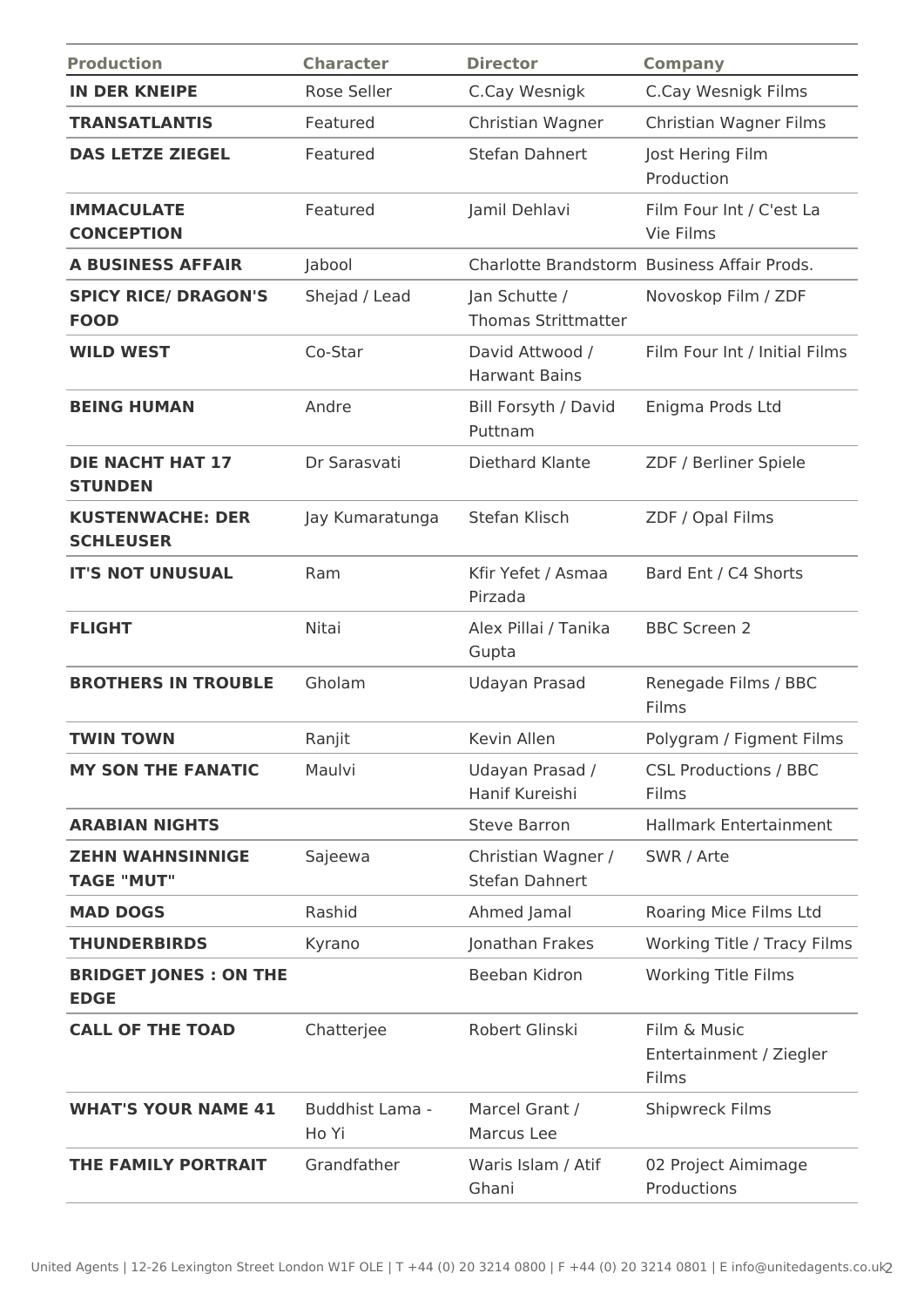| Production | Character | Director | Company |
|---|---|---|---|
| **IN DER KNEIPE** | Rose Seller | C.Cay Wesnigk | C.Cay Wesnigk Films |
| **TRANSATLANTIS** | Featured | Christian Wagner | Christian Wagner Films |
| **DAS LETZE ZIEGEL** | Featured | Stefan Dahnert | Jost Hering Film Production |
| **IMMACULATE CONCEPTION** | Featured | Jamil Dehlavi | Film Four Int / C'est La Vie Films |
| **A BUSINESS AFFAIR** | Jabool | Charlotte Brandstorm | Business Affair Prods. |
| **SPICY RICE/ DRAGON'S FOOD** | Shejad / Lead | Jan Schutte / Thomas Strittmatter | Novoskop Film / ZDF |
| **WILD WEST** | Co-Star | David Attwood / Harwant Bains | Film Four Int / Initial Films |
| **BEING HUMAN** | Andre | Bill Forsyth / David Puttnam | Enigma Prods Ltd |
| **DIE NACHT HAT 17 STUNDEN** | Dr Sarasvati | Diethard Klante | ZDF / Berliner Spiele |
| **KUSTENWACHE: DER SCHLEUSER** | Jay Kumaratunga | Stefan Klisch | ZDF / Opal Films |
| **IT'S NOT UNUSUAL** | Ram | Kfir Yefet / Asmaa Pirzada | Bard Ent / C4 Shorts |
| **FLIGHT** | Nitai | Alex Pillai / Tanika Gupta | BBC Screen 2 |
| **BROTHERS IN TROUBLE** | Gholam | Udayan Prasad | Renegade Films / BBC Films |
| **TWIN TOWN** | Ranjit | Kevin Allen | Polygram / Figment Films |
| **MY SON THE FANATIC** | Maulvi | Udayan Prasad / Hanif Kureishi | CSL Productions / BBC Films |
| **ARABIAN NIGHTS** | | Steve Barron | Hallmark Entertainment |
| **ZEHN WAHNSINNIGE TAGE "MUT"** | Sajeewa | Christian Wagner / Stefan Dahnert | SWR / Arte |
| **MAD DOGS** | Rashid | Ahmed Jamal | Roaring Mice Films Ltd |
| **THUNDERBIRDS** | Kyrano | Jonathan Frakes | Working Title / Tracy Films |
| **BRIDGET JONES : ON THE EDGE** | | Beeban Kidron | Working Title Films |
| **CALL OF THE TOAD** | Chatterjee | Robert Glinski | Film & Music Entertainment / Ziegler Films |
| **WHAT'S YOUR NAME 41** | Buddhist Lama - Ho Yi | Marcel Grant / Marcus Lee | Shipwreck Films |
| **THE FAMILY PORTRAIT** | Grandfather | Waris Islam / Atif Ghani | 02 Project Aimimage Productions |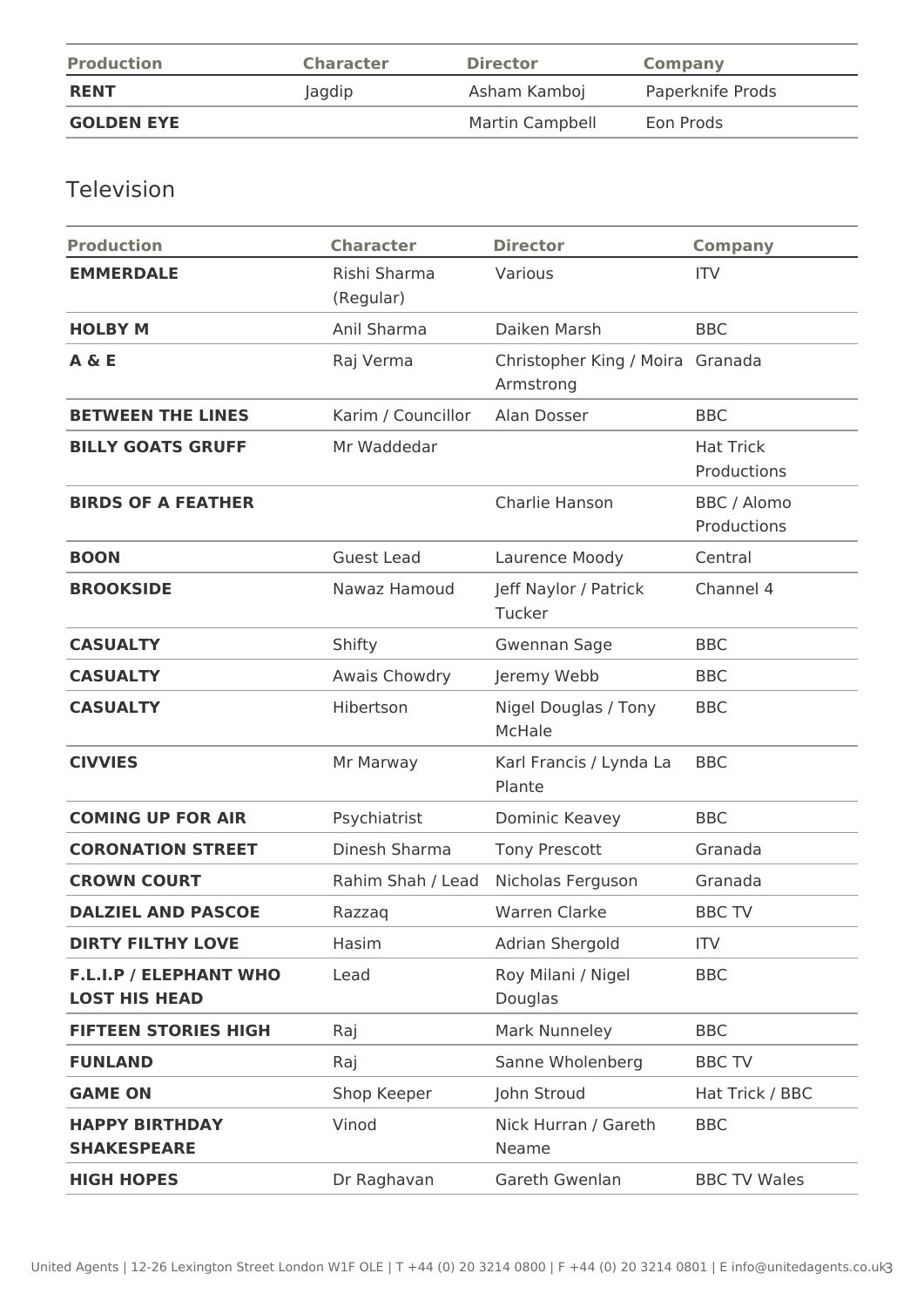| Production | Character | Director | Company |
| --- | --- | --- | --- |
| **RENT** | Jagdip | Asham Kamboj | Paperknife Prods |
| **GOLDEN EYE** | | Martin Campbell | Eon Prods |

## Television

| Production | Character | Director | Company |
| --- | --- | --- | --- |
| **EMMERDALE** | Rishi Sharma (Regular) | Various | ITV |
| **HOLBY M** | Anil Sharma | Daiken Marsh | BBC |
| **A & E** | Raj Verma | Christopher King / Moira Armstrong | Granada |
| **BETWEEN THE LINES** | Karim / Councillor | Alan Dosser | BBC |
| **BILLY GOATS GRUFF** | Mr Waddedar | | Hat Trick Productions |
| **BIRDS OF A FEATHER** | | Charlie Hanson | BBC / Alomo Productions |
| **BOON** | Guest Lead | Laurence Moody | Central |
| **BROOKSIDE** | Nawaz Hamoud | Jeff Naylor / Patrick Tucker | Channel 4 |
| **CASUALTY** | Shifty | Gwennan Sage | BBC |
| **CASUALTY** | Awais Chowdry | Jeremy Webb | BBC |
| **CASUALTY** | Hibertson | Nigel Douglas / Tony McHale | BBC |
| **CIVVIES** | Mr Marway | Karl Francis / Lynda La Plante | BBC |
| **COMING UP FOR AIR** | Psychiatrist | Dominic Keavey | BBC |
| **CORONATION STREET** | Dinesh Sharma | Tony Prescott | Granada |
| **CROWN COURT** | Rahim Shah / Lead | Nicholas Ferguson | Granada |
| **DALZIEL AND PASCOE** | Razzaq | Warren Clarke | BBC TV |
| **DIRTY FILTHY LOVE** | Hasim | Adrian Shergold | ITV |
| **F.L.I.P / ELEPHANT WHO LOST HIS HEAD** | Lead | Roy Milani / Nigel Douglas | BBC |
| **FIFTEEN STORIES HIGH** | Raj | Mark Nunneley | BBC |
| **FUNLAND** | Raj | Sanne Wholenberg | BBC TV |
| **GAME ON** | Shop Keeper | John Stroud | Hat Trick / BBC |
| **HAPPY BIRTHDAY SHAKESPEARE** | Vinod | Nick Hurran / Gareth Neame | BBC |
| **HIGH HOPES** | Dr Raghavan | Gareth Gwenlan | BBC TV Wales |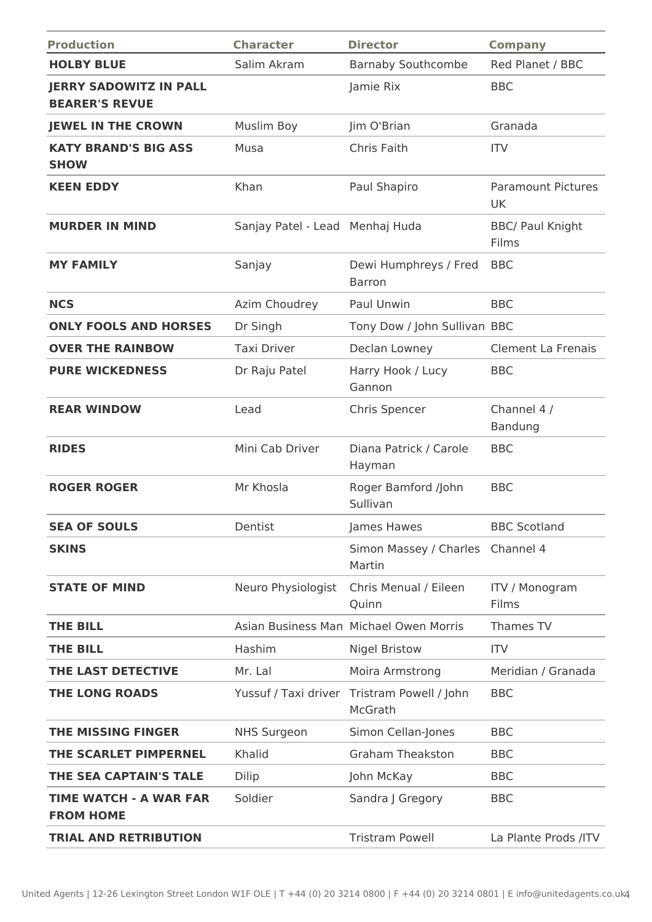| Production | Character | Director | Company |
| --- | --- | --- | --- |
| **HOLBY BLUE** | Salim Akram | Barnaby Southcombe | Red Planet / BBC |
| **JERRY SADOWITZ IN PALL BEARER'S REVUE** | | Jamie Rix | BBC |
| **JEWEL IN THE CROWN** | Muslim Boy | Jim O'Brian | Granada |
| **KATY BRAND'S BIG ASS SHOW** | Musa | Chris Faith | ITV |
| **KEEN EDDY** | Khan | Paul Shapiro | Paramount Pictures UK |
| **MURDER IN MIND** | Sanjay Patel - Lead | Menhaj Huda | BBC/ Paul Knight Films |
| **MY FAMILY** | Sanjay | Dewi Humphreys / Fred Barron | BBC |
| **NCS** | Azim Choudrey | Paul Unwin | BBC |
| **ONLY FOOLS AND HORSES** | Dr Singh | Tony Dow / John Sullivan | BBC |
| **OVER THE RAINBOW** | Taxi Driver | Declan Lowney | Clement La Frenais |
| **PURE WICKEDNESS** | Dr Raju Patel | Harry Hook / Lucy Gannon | BBC |
| **REAR WINDOW** | Lead | Chris Spencer | Channel 4 / Bandung |
| **RIDES** | Mini Cab Driver | Diana Patrick / Carole Hayman | BBC |
| **ROGER ROGER** | Mr Khosla | Roger Bamford /John Sullivan | BBC |
| **SEA OF SOULS** | Dentist | James Hawes | BBC Scotland |
| **SKINS** | | Simon Massey / Charles Martin | Channel 4 |
| **STATE OF MIND** | Neuro Physiologist | Chris Menual / Eileen Quinn | ITV / Monogram Films |
| **THE BILL** | Asian Business Man | Michael Owen Morris | Thames TV |
| **THE BILL** | Hashim | Nigel Bristow | ITV |
| **THE LAST DETECTIVE** | Mr. Lal | Moira Armstrong | Meridian / Granada |
| **THE LONG ROADS** | Yussuf / Taxi driver | Tristram Powell / John McGrath | BBC |
| **THE MISSING FINGER** | NHS Surgeon | Simon Cellan-Jones | BBC |
| **THE SCARLET PIMPERNEL** | Khalid | Graham Theakston | BBC |
| **THE SEA CAPTAIN'S TALE** | Dilip | John McKay | BBC |
| **TIME WATCH - A WAR FAR FROM HOME** | Soldier | Sandra J Gregory | BBC |
| **TRIAL AND RETRIBUTION** | | Tristram Powell | La Plante Prods /ITV |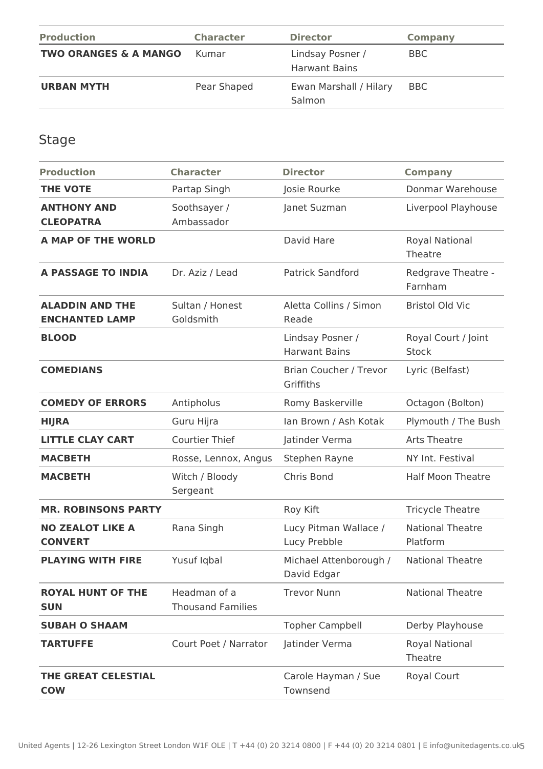| Production | Character | Director | Company |
|---|---|---|---|
| **TWO ORANGES & A MANGO** | Kumar | Lindsay Posner / Harwant Bains | BBC |
| **URBAN MYTH** | Pear Shaped | Ewan Marshall / Hilary Salmon | BBC |

## Stage

| Production | Character | Director | Company |
|---|---|---|---|
| **THE VOTE** | Partap Singh | Josie Rourke | Donmar Warehouse |
| **ANTHONY AND CLEOPATRA** | Soothsayer / Ambassador | Janet Suzman | Liverpool Playhouse |
| **A MAP OF THE WORLD** | | David Hare | Royal National Theatre |
| **A PASSAGE TO INDIA** | Dr. Aziz / Lead | Patrick Sandford | Redgrave Theatre - Farnham |
| **ALADDIN AND THE ENCHANTED LAMP** | Sultan / Honest Goldsmith | Aletta Collins / Simon Reade | Bristol Old Vic |
| **BLOOD** | | Lindsay Posner / Harwant Bains | Royal Court / Joint Stock |
| **COMEDIANS** | | Brian Coucher / Trevor Griffiths | Lyric (Belfast) |
| **COMEDY OF ERRORS** | Antipholus | Romy Baskerville | Octagon (Bolton) |
| **HIJRA** | Guru Hijra | Ian Brown / Ash Kotak | Plymouth / The Bush |
| **LITTLE CLAY CART** | Courtier Thief | Jatinder Verma | Arts Theatre |
| **MACBETH** | Rosse, Lennox, Angus | Stephen Rayne | NY Int. Festival |
| **MACBETH** | Witch / Bloody Sergeant | Chris Bond | Half Moon Theatre |
| **MR. ROBINSONS PARTY** | | Roy Kift | Tricycle Theatre |
| **NO ZEALOT LIKE A CONVERT** | Rana Singh | Lucy Pitman Wallace / Lucy Prebble | National Theatre Platform |
| **PLAYING WITH FIRE** | Yusuf Iqbal | Michael Attenborough / David Edgar | National Theatre |
| **ROYAL HUNT OF THE SUN** | Headman of a Thousand Families | Trevor Nunn | National Theatre |
| **SUBAH O SHAAM** | | Topher Campbell | Derby Playhouse |
| **TARTUFFE** | Court Poet / Narrator | Jatinder Verma | Royal National Theatre |
| **THE GREAT CELESTIAL COW** | | Carole Hayman / Sue Townsend | Royal Court |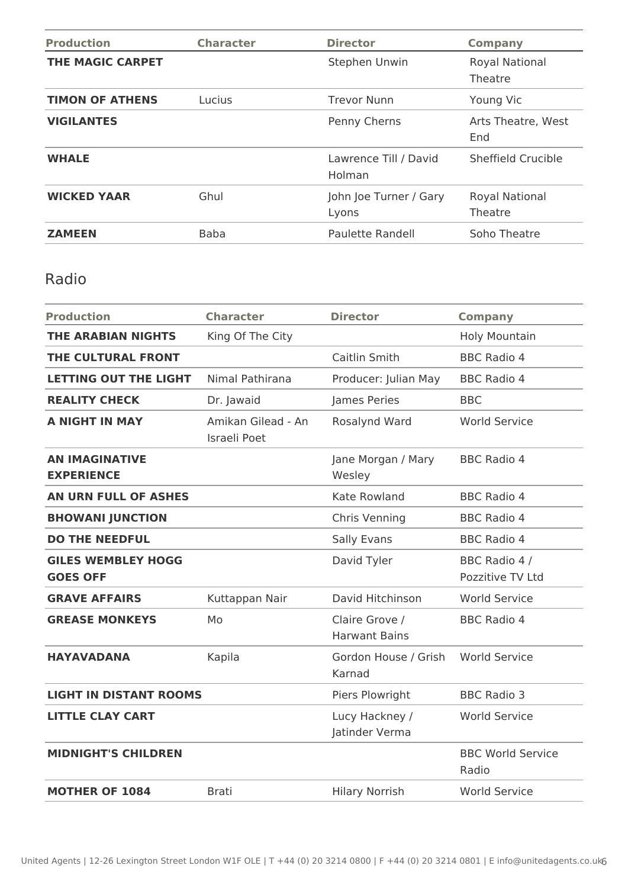| Production | Character | Director | Company |
| --- | --- | --- | --- |
| **THE MAGIC CARPET** | | Stephen Unwin | Royal National Theatre |
| **TIMON OF ATHENS** | Lucius | Trevor Nunn | Young Vic |
| **VIGILANTES** | | Penny Cherns | Arts Theatre, West End |
| **WHALE** | | Lawrence Till / David Holman | Sheffield Crucible |
| **WICKED YAAR** | Ghul | John Joe Turner / Gary Lyons | Royal National Theatre |
| **ZAMEEN** | Baba | Paulette Randell | Soho Theatre |

## Radio

| Production | Character | Director | Company |
| --- | --- | --- | --- |
| **THE ARABIAN NIGHTS** | King Of The City | | Holy Mountain |
| **THE CULTURAL FRONT** | | Caitlin Smith | BBC Radio 4 |
| **LETTING OUT THE LIGHT** | Nimal Pathirana | Producer: Julian May | BBC Radio 4 |
| **REALITY CHECK** | Dr. Jawaid | James Peries | BBC |
| **A NIGHT IN MAY** | Amikan Gilead - An Israeli Poet | Rosalynd Ward | World Service |
| **AN IMAGINATIVE EXPERIENCE** | | Jane Morgan / Mary Wesley | BBC Radio 4 |
| **AN URN FULL OF ASHES** | | Kate Rowland | BBC Radio 4 |
| **BHOWANI JUNCTION** | | Chris Venning | BBC Radio 4 |
| **DO THE NEEDFUL** | | Sally Evans | BBC Radio 4 |
| **GILES WEMBLEY HOGG GOES OFF** | | David Tyler | BBC Radio 4 / Pozzitive TV Ltd |
| **GRAVE AFFAIRS** | Kuttappan Nair | David Hitchinson | World Service |
| **GREASE MONKEYS** | Mo | Claire Grove / Harwant Bains | BBC Radio 4 |
| **HAYAVADANA** | Kapila | Gordon House / Grish Karnad | World Service |
| **LIGHT IN DISTANT ROOMS** | | Piers Plowright | BBC Radio 3 |
| **LITTLE CLAY CART** | | Lucy Hackney / Jatinder Verma | World Service |
| **MIDNIGHT'S CHILDREN** | | | BBC World Service Radio |
| **MOTHER OF 1084** | Brati | Hilary Norrish | World Service |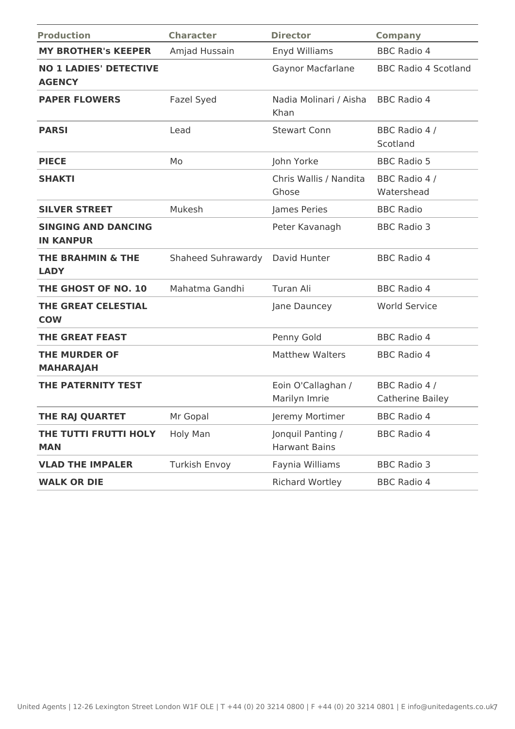| Production | Character | Director | Company |
|---|---|---|---|
| **MY BROTHER's KEEPER** | Amjad Hussain | Enyd Williams | BBC Radio 4 |
| **NO 1 LADIES' DETECTIVE AGENCY** | | Gaynor Macfarlane | BBC Radio 4 Scotland |
| **PAPER FLOWERS** | Fazel Syed | Nadia Molinari / Aisha Khan | BBC Radio 4 |
| **PARSI** | Lead | Stewart Conn | BBC Radio 4 / Scotland |
| **PIECE** | Mo | John Yorke | BBC Radio 5 |
| **SHAKTI** | | Chris Wallis / Nandita Ghose | BBC Radio 4 / Watershead |
| **SILVER STREET** | Mukesh | James Peries | BBC Radio |
| **SINGING AND DANCING IN KANPUR** | | Peter Kavanagh | BBC Radio 3 |
| **THE BRAHMIN & THE LADY** | Shaheed Suhrawardy | David Hunter | BBC Radio 4 |
| **THE GHOST OF NO. 10** | Mahatma Gandhi | Turan Ali | BBC Radio 4 |
| **THE GREAT CELESTIAL COW** | | Jane Dauncey | World Service |
| **THE GREAT FEAST** | | Penny Gold | BBC Radio 4 |
| **THE MURDER OF MAHARAJAH** | | Matthew Walters | BBC Radio 4 |
| **THE PATERNITY TEST** | | Eoin O'Callaghan / Marilyn Imrie | BBC Radio 4 / Catherine Bailey |
| **THE RAJ QUARTET** | Mr Gopal | Jeremy Mortimer | BBC Radio 4 |
| **THE TUTTI FRUTTI HOLY MAN** | Holy Man | Jonquil Panting / Harwant Bains | BBC Radio 4 |
| **VLAD THE IMPALER** | Turkish Envoy | Faynia Williams | BBC Radio 3 |
| **WALK OR DIE** | | Richard Wortley | BBC Radio 4 |